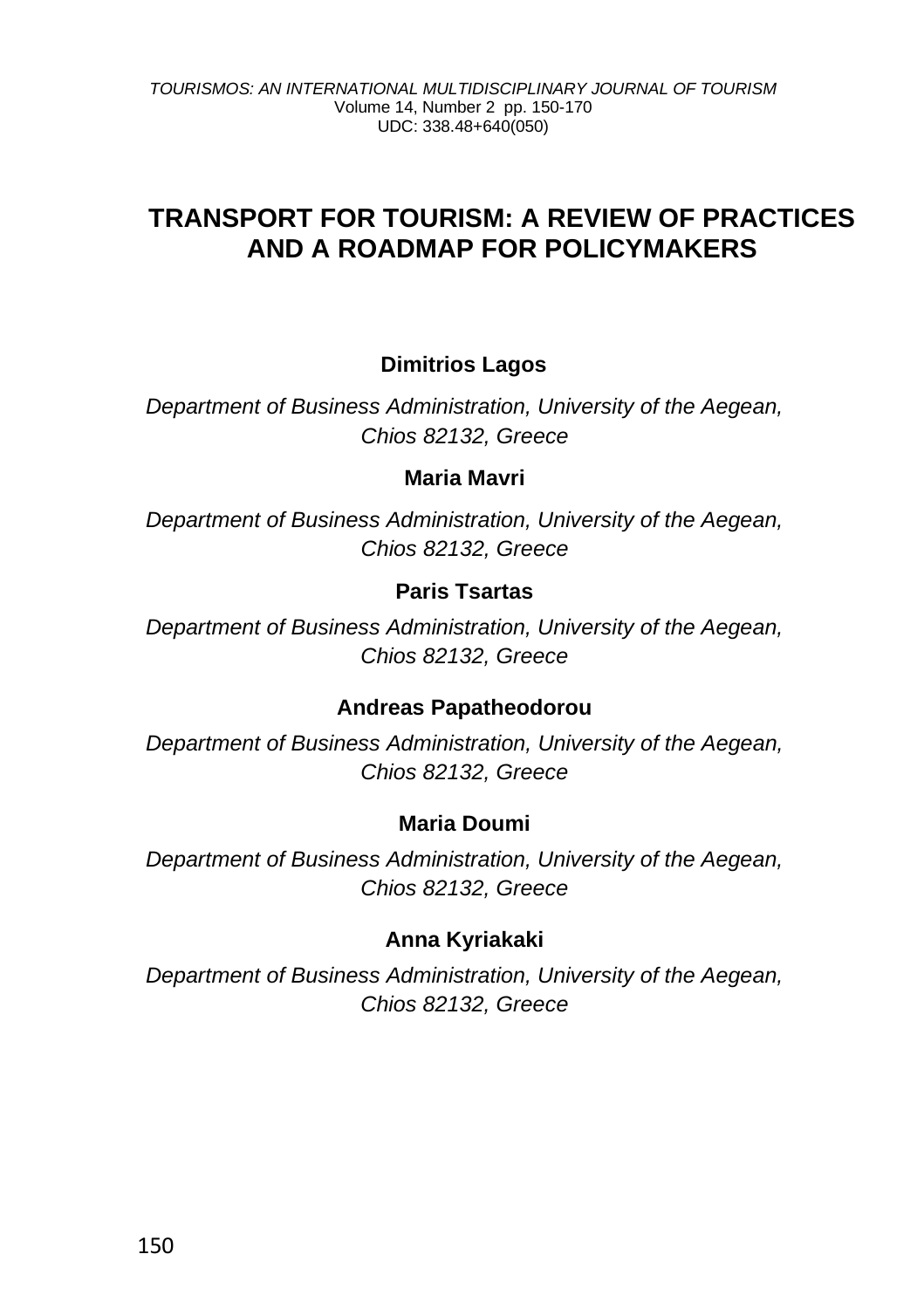# TRANSPORT FOR TOURISM: A REVIEW OF PRACTICES AND A ROADMAP FOR POLICYMAKERS

**Dimitrios Lagos**

*Department of Business Administration, University of the Aegean, Chios 82132, Greece*

**Maria Mavri**

*Department of Business Administration, University of the Aegean, Chios 82132, Greece*

**Paris Tsartas**

*Department of Business Administration, University of the Aegean, Chios 82132, Greece*

**Andreas Papatheodorou**

*Department of Business Administration, University of the Aegean, Chios 82132, Greece*

**Maria Doumi**

*Department of Business Administration, University of the Aegean, Chios 82132, Greece*

**Anna Kyriakaki**

*Department of Business Administration, University of the Aegean, Chios 82132, Greece*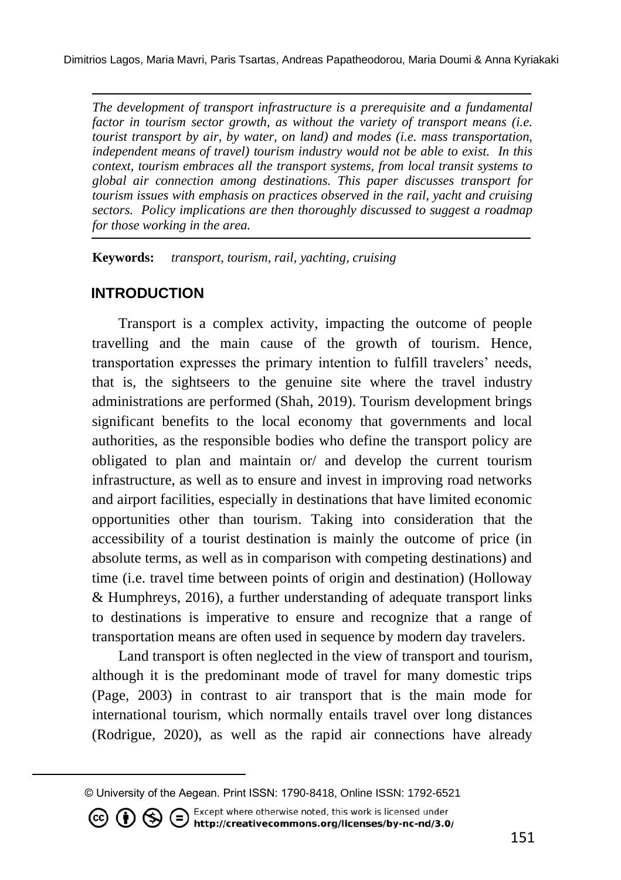*The development of transport infrastructure is a prerequisite and a fundamental factor in tourism sector growth, as without the variety of transport means (i.e. tourist transport by air, by water, on land) and modes (i.e. mass transportation, independent means of travel) tourism industry would not be able to exist. In this context, tourism embraces all the transport systems, from local transit systems to global air connection among destinations. This paper discusses transport for tourism issues with emphasis on practices observed in the rail, yacht and cruising sectors. Policy implications are then thoroughly discussed to suggest a roadmap for those working in the area.*

**Keywords:** *transport, tourism, rail, yachting, cruising*

## INTRODUCTION

Transport is a complex activity, impacting the outcome of people travelling and the main cause of the growth of tourism. Hence, transportation expresses the primary intention to fulfill travelers' needs, that is, the sightseers to the genuine site where the travel industry administrations are performed (Shah, 2019). Tourism development brings significant benefits to the local economy that governments and local authorities, as the responsible bodies who define the transport policy are obligated to plan and maintain or/ and develop the current tourism infrastructure, as well as to ensure and invest in improving road networks and airport facilities, especially in destinations that have limited economic opportunities other than tourism. Taking into consideration that the accessibility of a tourist destination is mainly the outcome of price (in absolute terms, as well as in comparison with competing destinations) and time (i.e. travel time between points of origin and destination) (Holloway & Humphreys, 2016), a further understanding of adequate transport links to destinations is imperative to ensure and recognize that a range of transportation means are often used in sequence by modern day travelers.

Land transport is often neglected in the view of transport and tourism, although it is the predominant mode of travel for many domestic trips (Page, 2003) in contrast to air transport that is the main mode for international tourism, which normally entails travel over long distances (Rodrigue, 2020), as well as the rapid air connections have already

© University of the Aegean. Print ISSN: 1790-8418, Online ISSN: 1792-6521

Except where otherwise noted, this work is licensed under http://creativecommons.org/licenses/by-nc-nd/3.0/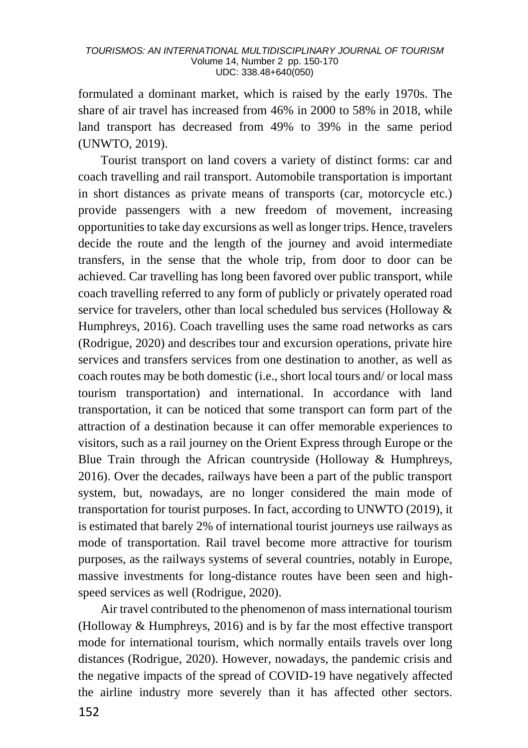formulated a dominant market, which is raised by the early 1970s. The share of air travel has increased from 46% in 2000 to 58% in 2018, while land transport has decreased from 49% to 39% in the same period (UNWTO, 2019).

Tourist transport on land covers a variety of distinct forms: car and coach travelling and rail transport. Automobile transportation is important in short distances as private means of transports (car, motorcycle etc.) provide passengers with a new freedom of movement, increasing opportunities to take day excursions as well as longer trips. Hence, travelers decide the route and the length of the journey and avoid intermediate transfers, in the sense that the whole trip, from door to door can be achieved. Car travelling has long been favored over public transport, while coach travelling referred to any form of publicly or privately operated road service for travelers, other than local scheduled bus services (Holloway & Humphreys, 2016). Coach travelling uses the same road networks as cars (Rodrigue, 2020) and describes tour and excursion operations, private hire services and transfers services from one destination to another, as well as coach routes may be both domestic (i.e., short local tours and/ or local mass tourism transportation) and international. In accordance with land transportation, it can be noticed that some transport can form part of the attraction of a destination because it can offer memorable experiences to visitors, such as a rail journey on the Orient Express through Europe or the Blue Train through the African countryside (Holloway & Humphreys, 2016). Over the decades, railways have been a part of the public transport system, but, nowadays, are no longer considered the main mode of transportation for tourist purposes. In fact, according to UNWTO (2019), it is estimated that barely 2% of international tourist journeys use railways as mode of transportation. Rail travel become more attractive for tourism purposes, as the railways systems of several countries, notably in Europe, massive investments for long-distance routes have been seen and high-speed services as well (Rodrigue, 2020).

Air travel contributed to the phenomenon of mass international tourism (Holloway & Humphreys, 2016) and is by far the most effective transport mode for international tourism, which normally entails travels over long distances (Rodrigue, 2020). However, nowadays, the pandemic crisis and the negative impacts of the spread of COVID-19 have negatively affected the airline industry more severely than it has affected other sectors.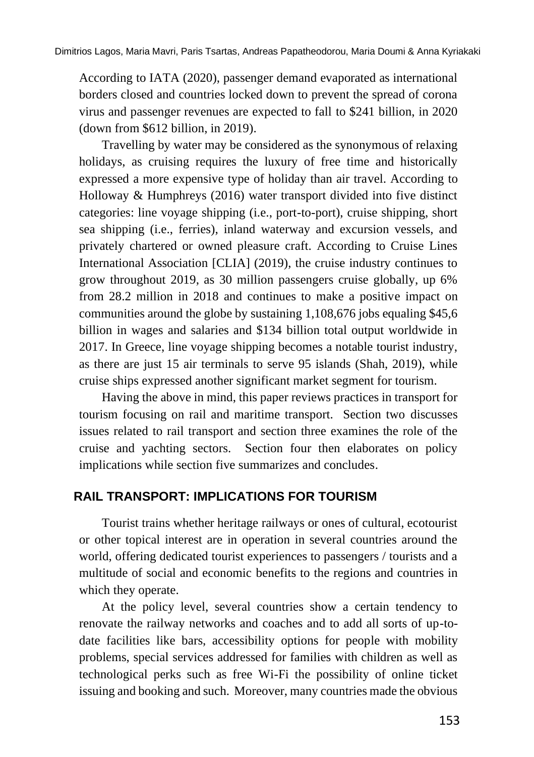According to IATA (2020), passenger demand evaporated as international borders closed and countries locked down to prevent the spread of corona virus and passenger revenues are expected to fall to $241 billion, in 2020 (down from $612 billion, in 2019).

Travelling by water may be considered as the synonymous of relaxing holidays, as cruising requires the luxury of free time and historically expressed a more expensive type of holiday than air travel. According to Holloway & Humphreys (2016) water transport divided into five distinct categories: line voyage shipping (i.e., port-to-port), cruise shipping, short sea shipping (i.e., ferries), inland waterway and excursion vessels, and privately chartered or owned pleasure craft. According to Cruise Lines International Association [CLIA] (2019), the cruise industry continues to grow throughout 2019, as 30 million passengers cruise globally, up 6% from 28.2 million in 2018 and continues to make a positive impact on communities around the globe by sustaining 1,108,676 jobs equaling $45,6 billion in wages and salaries and $134 billion total output worldwide in 2017. In Greece, line voyage shipping becomes a notable tourist industry, as there are just 15 air terminals to serve 95 islands (Shah, 2019), while cruise ships expressed another significant market segment for tourism.

Having the above in mind, this paper reviews practices in transport for tourism focusing on rail and maritime transport. Section two discusses issues related to rail transport and section three examines the role of the cruise and yachting sectors. Section four then elaborates on policy implications while section five summarizes and concludes.

## RAIL TRANSPORT: IMPLICATIONS FOR TOURISM

Tourist trains whether heritage railways or ones of cultural, ecotourist or other topical interest are in operation in several countries around the world, offering dedicated tourist experiences to passengers / tourists and a multitude of social and economic benefits to the regions and countries in which they operate.

At the policy level, several countries show a certain tendency to renovate the railway networks and coaches and to add all sorts of up-to-date facilities like bars, accessibility options for people with mobility problems, special services addressed for families with children as well as technological perks such as free Wi-Fi the possibility of online ticket issuing and booking and such. Moreover, many countries made the obvious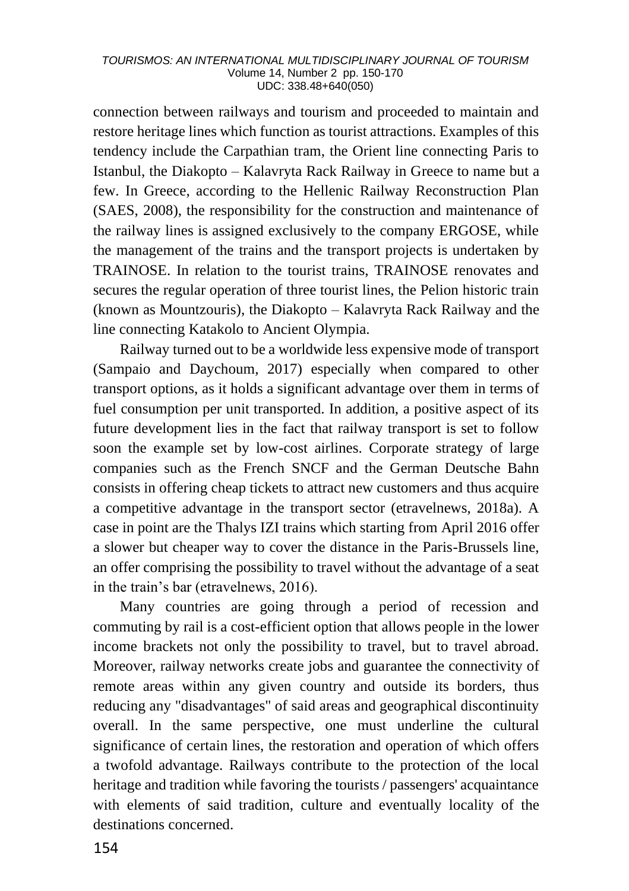connection between railways and tourism and proceeded to maintain and restore heritage lines which function as tourist attractions. Examples of this tendency include the Carpathian tram, the Orient line connecting Paris to Istanbul, the Diakopto – Kalavryta Rack Railway in Greece to name but a few. In Greece, according to the Hellenic Railway Reconstruction Plan (SAES, 2008), the responsibility for the construction and maintenance of the railway lines is assigned exclusively to the company ERGOSE, while the management of the trains and the transport projects is undertaken by TRAINOSE. In relation to the tourist trains, TRAINOSE renovates and secures the regular operation of three tourist lines, the Pelion historic train (known as Mountzouris), the Diakopto – Kalavryta Rack Railway and the line connecting Katakolo to Ancient Olympia.

Railway turned out to be a worldwide less expensive mode of transport (Sampaio and Daychoum, 2017) especially when compared to other transport options, as it holds a significant advantage over them in terms of fuel consumption per unit transported. In addition, a positive aspect of its future development lies in the fact that railway transport is set to follow soon the example set by low-cost airlines. Corporate strategy of large companies such as the French SNCF and the German Deutsche Bahn consists in offering cheap tickets to attract new customers and thus acquire a competitive advantage in the transport sector (etravelnews, 2018a). A case in point are the Thalys IZI trains which starting from April 2016 offer a slower but cheaper way to cover the distance in the Paris-Brussels line, an offer comprising the possibility to travel without the advantage of a seat in the train's bar (etravelnews, 2016).

Many countries are going through a period of recession and commuting by rail is a cost-efficient option that allows people in the lower income brackets not only the possibility to travel, but to travel abroad. Moreover, railway networks create jobs and guarantee the connectivity of remote areas within any given country and outside its borders, thus reducing any "disadvantages" of said areas and geographical discontinuity overall. In the same perspective, one must underline the cultural significance of certain lines, the restoration and operation of which offers a twofold advantage. Railways contribute to the protection of the local heritage and tradition while favoring the tourists / passengers' acquaintance with elements of said tradition, culture and eventually locality of the destinations concerned.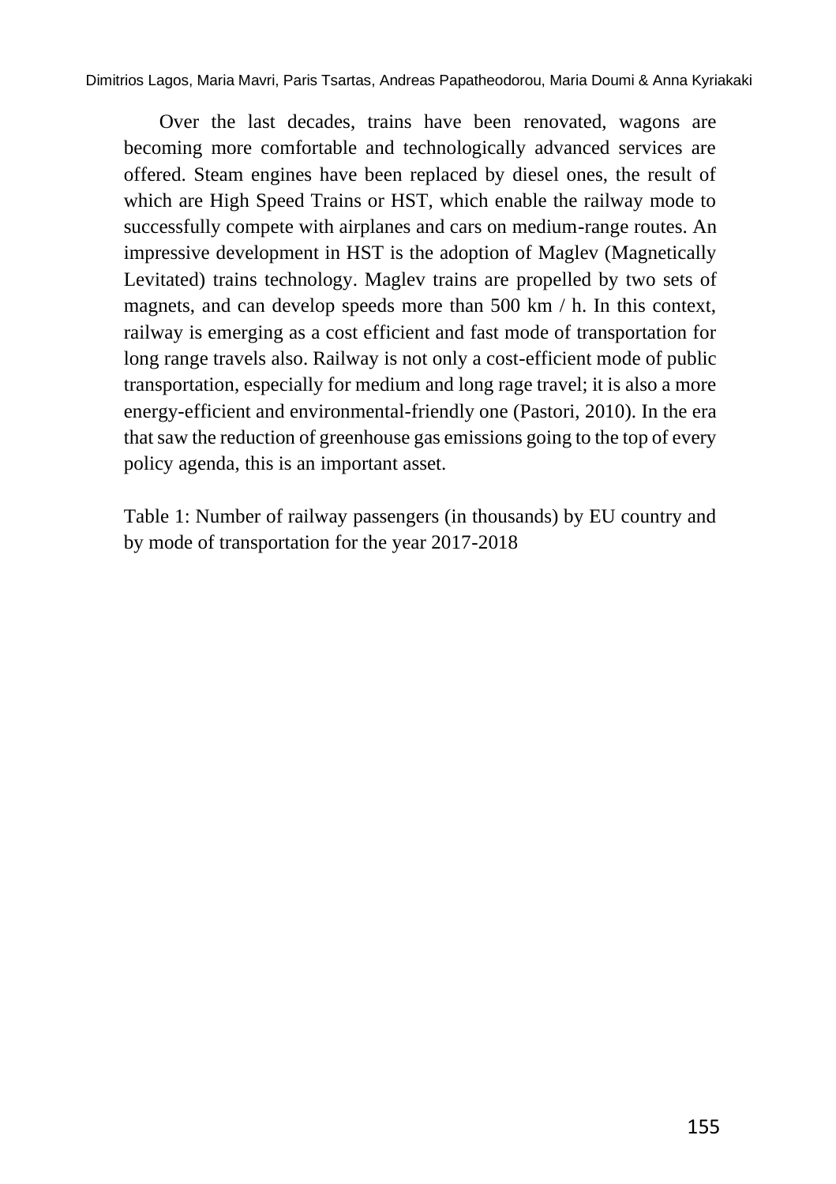Over the last decades, trains have been renovated, wagons are becoming more comfortable and technologically advanced services are offered. Steam engines have been replaced by diesel ones, the result of which are High Speed Trains or HST, which enable the railway mode to successfully compete with airplanes and cars on medium-range routes. An impressive development in HST is the adoption of Maglev (Magnetically Levitated) trains technology. Maglev trains are propelled by two sets of magnets, and can develop speeds more than 500 km / h. In this context, railway is emerging as a cost efficient and fast mode of transportation for long range travels also. Railway is not only a cost-efficient mode of public transportation, especially for medium and long rage travel; it is also a more energy-efficient and environmental-friendly one (Pastori, 2010). In the era that saw the reduction of greenhouse gas emissions going to the top of every policy agenda, this is an important asset.

Table 1: Number of railway passengers (in thousands) by EU country and by mode of transportation for the year 2017-2018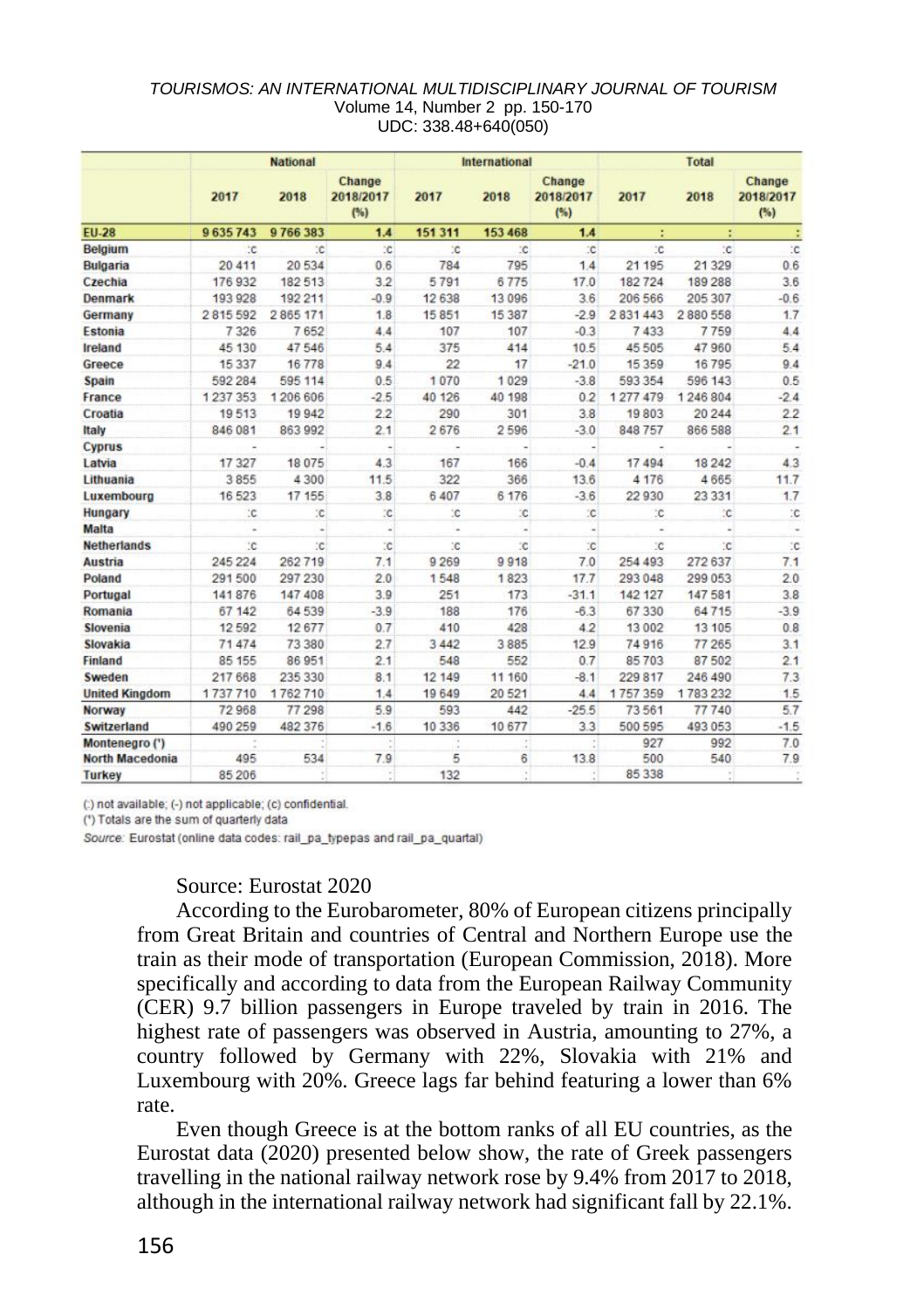| | National | | | International | | | Total | | |
|---|---|---|---|---|---|---|---|---|---|
| | 2017 | 2018 | Change 2018/2017 (%) | 2017 | 2018 | Change 2018/2017 (%) | 2017 | 2018 | Change 2018/2017 (%) |
| **EU-28** | **9 635 743** | **9 766 383** | **1.4** | **151 311** | **153 468** | **1.4** | **:** | **:** | **:** |
| **Belgium** | :c | :c | :c | :c | :c | :c | :c | :c | :c |
| **Bulgaria** | 20 411 | 20 534 | 0.6 | 784 | 795 | 1.4 | 21 195 | 21 329 | 0.6 |
| **Czechia** | 176 932 | 182 513 | 3.2 | 5 791 | 6 775 | 17.0 | 182 724 | 189 288 | 3.6 |
| **Denmark** | 193 928 | 192 211 | -0.9 | 12 638 | 13 096 | 3.6 | 206 566 | 205 307 | -0.6 |
| **Germany** | 2 815 592 | 2 865 171 | 1.8 | 15 851 | 15 387 | -2.9 | 2 831 443 | 2 880 558 | 1.7 |
| **Estonia** | 7 326 | 7 652 | 4.4 | 107 | 107 | -0.3 | 7 433 | 7 759 | 4.4 |
| **Ireland** | 45 130 | 47 546 | 5.4 | 375 | 414 | 10.5 | 45 505 | 47 960 | 5.4 |
| **Greece** | 15 337 | 16 778 | 9.4 | 22 | 17 | -21.0 | 15 359 | 16 795 | 9.4 |
| **Spain** | 592 284 | 595 114 | 0.5 | 1 070 | 1 029 | -3.8 | 593 354 | 596 143 | 0.5 |
| **France** | 1 237 353 | 1 206 606 | -2.5 | 40 126 | 40 198 | 0.2 | 1 277 479 | 1 246 804 | -2.4 |
| **Croatia** | 19 513 | 19 942 | 2.2 | 290 | 301 | 3.8 | 19 803 | 20 244 | 2.2 |
| **Italy** | 846 081 | 863 992 | 2.1 | 2 676 | 2 596 | -3.0 | 848 757 | 866 588 | 2.1 |
| **Cyprus** | - | - | - | - | - | - | - | - | - |
| **Latvia** | 17 327 | 18 075 | 4.3 | 167 | 166 | -0.4 | 17 494 | 18 242 | 4.3 |
| **Lithuania** | 3 855 | 4 300 | 11.5 | 322 | 366 | 13.6 | 4 176 | 4 665 | 11.7 |
| **Luxembourg** | 16 523 | 17 155 | 3.8 | 6 407 | 6 176 | -3.6 | 22 930 | 23 331 | 1.7 |
| **Hungary** | :c | :c | :c | :c | :c | :c | :c | :c | :c |
| **Malta** | - | - | - | - | - | - | - | - | - |
| **Netherlands** | :c | :c | :c | :c | :c | :c | :c | :c | :c |
| **Austria** | 245 224 | 262 719 | 7.1 | 9 269 | 9 918 | 7.0 | 254 493 | 272 637 | 7.1 |
| **Poland** | 291 500 | 297 230 | 2.0 | 1 548 | 1 823 | 17.7 | 293 048 | 299 053 | 2.0 |
| **Portugal** | 141 876 | 147 408 | 3.9 | 251 | 173 | -31.1 | 142 127 | 147 581 | 3.8 |
| **Romania** | 67 142 | 64 539 | -3.9 | 188 | 176 | -6.3 | 67 330 | 64 715 | -3.9 |
| **Slovenia** | 12 592 | 12 677 | 0.7 | 410 | 428 | 4.2 | 13 002 | 13 105 | 0.8 |
| **Slovakia** | 71 474 | 73 380 | 2.7 | 3 442 | 3 885 | 12.9 | 74 916 | 77 265 | 3.1 |
| **Finland** | 85 155 | 86 951 | 2.1 | 548 | 552 | 0.7 | 85 703 | 87 502 | 2.1 |
| **Sweden** | 217 668 | 235 330 | 8.1 | 12 149 | 11 160 | -8.1 | 229 817 | 246 490 | 7.3 |
| **United Kingdom** | 1 737 710 | 1 762 710 | 1.4 | 19 649 | 20 521 | 4.4 | 1 757 359 | 1 783 232 | 1.5 |
| **Norway** | 72 968 | 77 298 | 5.9 | 593 | 442 | -25.5 | 73 561 | 77 740 | 5.7 |
| **Switzerland** | 490 259 | 482 376 | -1.6 | 10 336 | 10 677 | 3.3 | 500 595 | 493 053 | -1.5 |
| **Montenegro (¹)** | : | : | : | : | : | : | 927 | 992 | 7.0 |
| **North Macedonia** | 495 | 534 | 7.9 | 5 | 6 | 13.8 | 500 | 540 | 7.9 |
| **Turkey** | 85 206 | : | : | 132 | : | : | 85 338 | : | : |

(:) not available; (-) not applicable; (c) confidential.
(¹) Totals are the sum of quarterly data
*Source:* Eurostat (online data codes: rail_pa_typepas and rail_pa_quartal)

Source: Eurostat 2020

According to the Eurobarometer, 80% of European citizens principally from Great Britain and countries of Central and Northern Europe use the train as their mode of transportation (European Commission, 2018). More specifically and according to data from the European Railway Community (CER) 9.7 billion passengers in Europe traveled by train in 2016. The highest rate of passengers was observed in Austria, amounting to 27%, a country followed by Germany with 22%, Slovakia with 21% and Luxembourg with 20%. Greece lags far behind featuring a lower than 6% rate.

Even though Greece is at the bottom ranks of all EU countries, as the Eurostat data (2020) presented below show, the rate of Greek passengers travelling in the national railway network rose by 9.4% from 2017 to 2018, although in the international railway network had significant fall by 22.1%.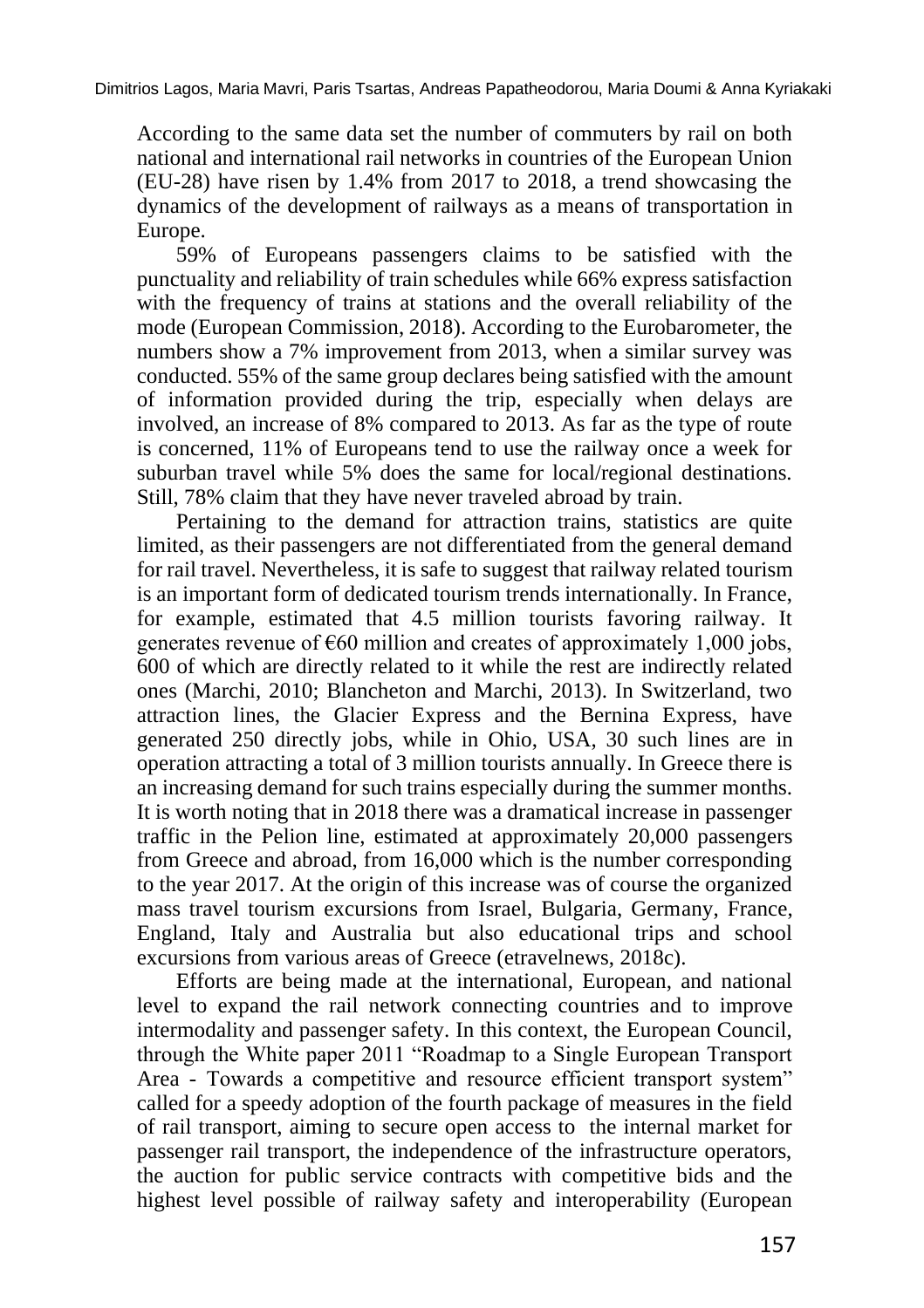According to the same data set the number of commuters by rail on both national and international rail networks in countries of the European Union (EU-28) have risen by 1.4% from 2017 to 2018, a trend showcasing the dynamics of the development of railways as a means of transportation in Europe.

59% of Europeans passengers claims to be satisfied with the punctuality and reliability of train schedules while 66% express satisfaction with the frequency of trains at stations and the overall reliability of the mode (European Commission, 2018). According to the Eurobarometer, the numbers show a 7% improvement from 2013, when a similar survey was conducted. 55% of the same group declares being satisfied with the amount of information provided during the trip, especially when delays are involved, an increase of 8% compared to 2013. As far as the type of route is concerned, 11% of Europeans tend to use the railway once a week for suburban travel while 5% does the same for local/regional destinations. Still, 78% claim that they have never traveled abroad by train.

Pertaining to the demand for attraction trains, statistics are quite limited, as their passengers are not differentiated from the general demand for rail travel. Nevertheless, it is safe to suggest that railway related tourism is an important form of dedicated tourism trends internationally. In France, for example, estimated that 4.5 million tourists favoring railway. It generates revenue of €60 million and creates of approximately 1,000 jobs, 600 of which are directly related to it while the rest are indirectly related ones (Marchi, 2010; Blancheton and Marchi, 2013). In Switzerland, two attraction lines, the Glacier Express and the Bernina Express, have generated 250 directly jobs, while in Ohio, USA, 30 such lines are in operation attracting a total of 3 million tourists annually. In Greece there is an increasing demand for such trains especially during the summer months. It is worth noting that in 2018 there was a dramatical increase in passenger traffic in the Pelion line, estimated at approximately 20,000 passengers from Greece and abroad, from 16,000 which is the number corresponding to the year 2017. At the origin of this increase was of course the organized mass travel tourism excursions from Israel, Bulgaria, Germany, France, England, Italy and Australia but also educational trips and school excursions from various areas of Greece (etravelnews, 2018c).

Efforts are being made at the international, European, and national level to expand the rail network connecting countries and to improve intermodality and passenger safety. In this context, the European Council, through the White paper 2011 "Roadmap to a Single European Transport Area - Towards a competitive and resource efficient transport system" called for a speedy adoption of the fourth package of measures in the field of rail transport, aiming to secure open access to the internal market for passenger rail transport, the independence of the infrastructure operators, the auction for public service contracts with competitive bids and the highest level possible of railway safety and interoperability (European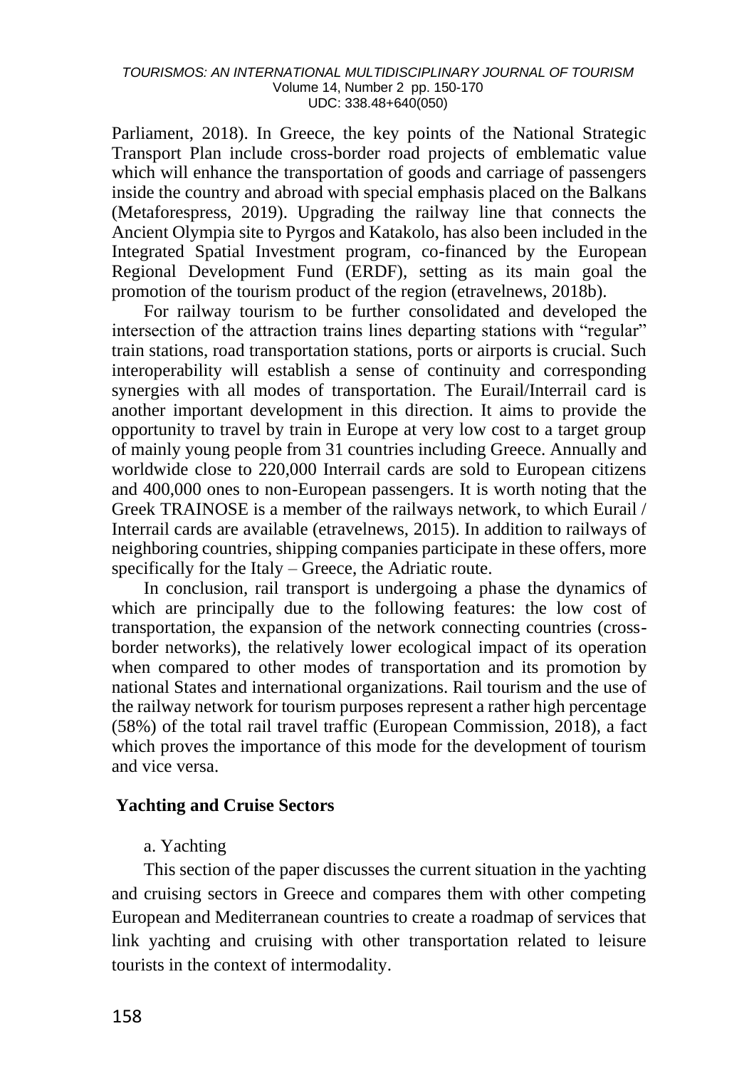Parliament, 2018). In Greece, the key points of the National Strategic Transport Plan include cross-border road projects of emblematic value which will enhance the transportation of goods and carriage of passengers inside the country and abroad with special emphasis placed on the Balkans (Metaforespress, 2019). Upgrading the railway line that connects the Ancient Olympia site to Pyrgos and Katakolo, has also been included in the Integrated Spatial Investment program, co-financed by the European Regional Development Fund (ERDF), setting as its main goal the promotion of the tourism product of the region (etravelnews, 2018b).

For railway tourism to be further consolidated and developed the intersection of the attraction trains lines departing stations with "regular" train stations, road transportation stations, ports or airports is crucial. Such interoperability will establish a sense of continuity and corresponding synergies with all modes of transportation. The Eurail/Interrail card is another important development in this direction. It aims to provide the opportunity to travel by train in Europe at very low cost to a target group of mainly young people from 31 countries including Greece. Annually and worldwide close to 220,000 Interrail cards are sold to European citizens and 400,000 ones to non-European passengers. It is worth noting that the Greek TRAINOSE is a member of the railways network, to which Eurail / Interrail cards are available (etravelnews, 2015). In addition to railways of neighboring countries, shipping companies participate in these offers, more specifically for the Italy – Greece, the Adriatic route.

In conclusion, rail transport is undergoing a phase the dynamics of which are principally due to the following features: the low cost of transportation, the expansion of the network connecting countries (cross-border networks), the relatively lower ecological impact of its operation when compared to other modes of transportation and its promotion by national States and international organizations. Rail tourism and the use of the railway network for tourism purposes represent a rather high percentage (58%) of the total rail travel traffic (European Commission, 2018), a fact which proves the importance of this mode for the development of tourism and vice versa.

## Yachting and Cruise Sectors

a. Yachting

This section of the paper discusses the current situation in the yachting and cruising sectors in Greece and compares them with other competing European and Mediterranean countries to create a roadmap of services that link yachting and cruising with other transportation related to leisure tourists in the context of intermodality.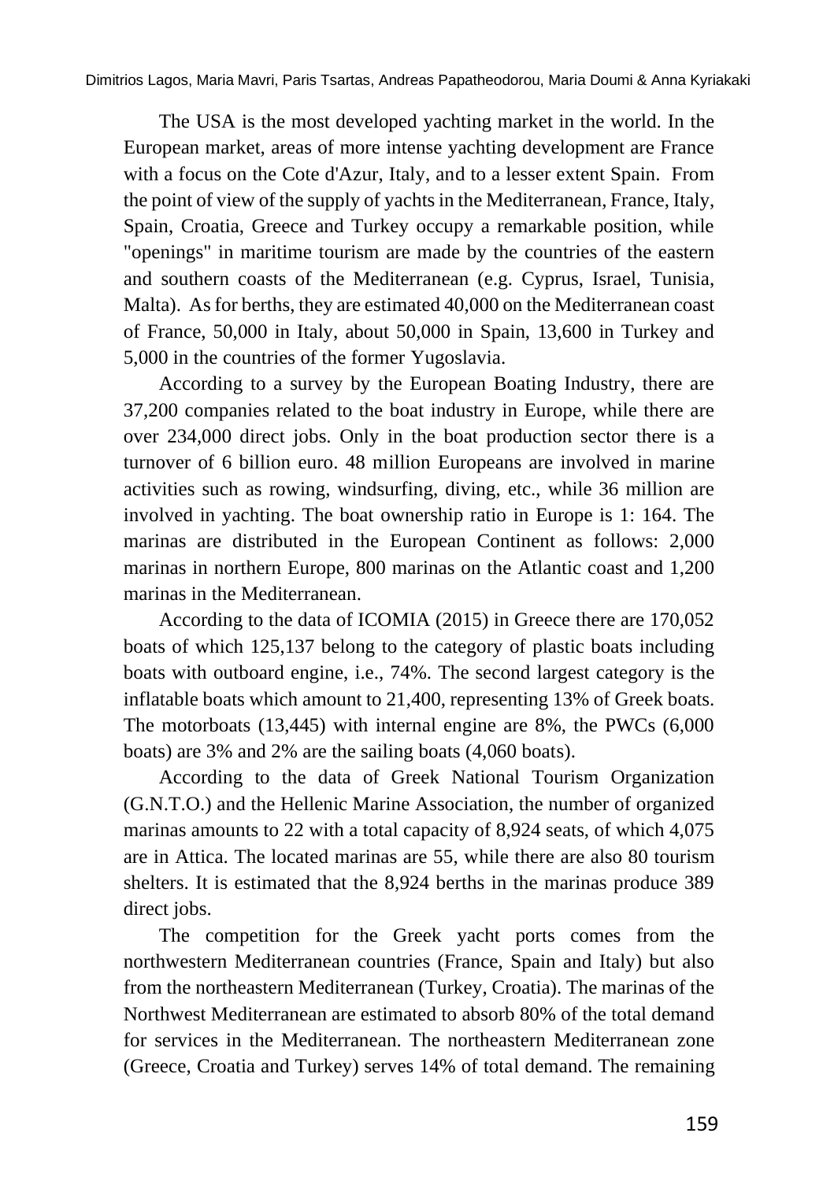The USA is the most developed yachting market in the world. In the European market, areas of more intense yachting development are France with a focus on the Cote d'Azur, Italy, and to a lesser extent Spain. From the point of view of the supply of yachts in the Mediterranean, France, Italy, Spain, Croatia, Greece and Turkey occupy a remarkable position, while "openings" in maritime tourism are made by the countries of the eastern and southern coasts of the Mediterranean (e.g. Cyprus, Israel, Tunisia, Malta). As for berths, they are estimated 40,000 on the Mediterranean coast of France, 50,000 in Italy, about 50,000 in Spain, 13,600 in Turkey and 5,000 in the countries of the former Yugoslavia.

According to a survey by the European Boating Industry, there are 37,200 companies related to the boat industry in Europe, while there are over 234,000 direct jobs. Only in the boat production sector there is a turnover of 6 billion euro. 48 million Europeans are involved in marine activities such as rowing, windsurfing, diving, etc., while 36 million are involved in yachting. The boat ownership ratio in Europe is 1: 164. The marinas are distributed in the European Continent as follows: 2,000 marinas in northern Europe, 800 marinas on the Atlantic coast and 1,200 marinas in the Mediterranean.

According to the data of ICOMIA (2015) in Greece there are 170,052 boats of which 125,137 belong to the category of plastic boats including boats with outboard engine, i.e., 74%. The second largest category is the inflatable boats which amount to 21,400, representing 13% of Greek boats. The motorboats (13,445) with internal engine are 8%, the PWCs (6,000 boats) are 3% and 2% are the sailing boats (4,060 boats).

According to the data of Greek National Tourism Organization (G.N.T.O.) and the Hellenic Marine Association, the number of organized marinas amounts to 22 with a total capacity of 8,924 seats, of which 4,075 are in Attica. The located marinas are 55, while there are also 80 tourism shelters. It is estimated that the 8,924 berths in the marinas produce 389 direct jobs.

The competition for the Greek yacht ports comes from the northwestern Mediterranean countries (France, Spain and Italy) but also from the northeastern Mediterranean (Turkey, Croatia). The marinas of the Northwest Mediterranean are estimated to absorb 80% of the total demand for services in the Mediterranean. The northeastern Mediterranean zone (Greece, Croatia and Turkey) serves 14% of total demand. The remaining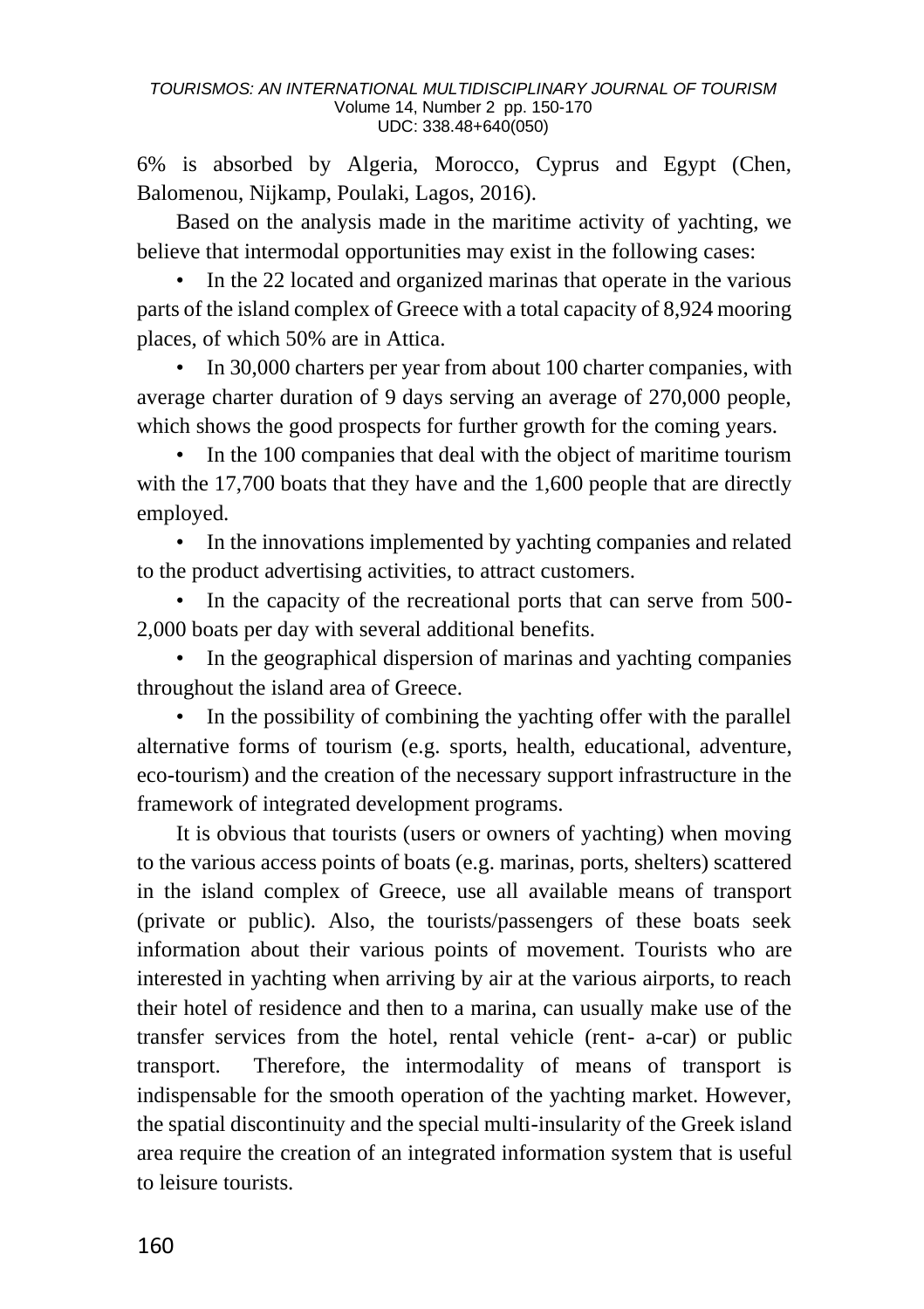6% is absorbed by Algeria, Morocco, Cyprus and Egypt (Chen, Balomenou, Nijkamp, Poulaki, Lagos, 2016).

Based on the analysis made in the maritime activity of yachting, we believe that intermodal opportunities may exist in the following cases:

- In the 22 located and organized marinas that operate in the various parts of the island complex of Greece with a total capacity of 8,924 mooring places, of which 50% are in Attica.
- In 30,000 charters per year from about 100 charter companies, with average charter duration of 9 days serving an average of 270,000 people, which shows the good prospects for further growth for the coming years.
- In the 100 companies that deal with the object of maritime tourism with the 17,700 boats that they have and the 1,600 people that are directly employed.
- In the innovations implemented by yachting companies and related to the product advertising activities, to attract customers.
- In the capacity of the recreational ports that can serve from 500-2,000 boats per day with several additional benefits.
- In the geographical dispersion of marinas and yachting companies throughout the island area of Greece.
- In the possibility of combining the yachting offer with the parallel alternative forms of tourism (e.g. sports, health, educational, adventure, eco-tourism) and the creation of the necessary support infrastructure in the framework of integrated development programs.

It is obvious that tourists (users or owners of yachting) when moving to the various access points of boats (e.g. marinas, ports, shelters) scattered in the island complex of Greece, use all available means of transport (private or public). Also, the tourists/passengers of these boats seek information about their various points of movement. Tourists who are interested in yachting when arriving by air at the various airports, to reach their hotel of residence and then to a marina, can usually make use of the transfer services from the hotel, rental vehicle (rent- a-car) or public transport. Therefore, the intermodality of means of transport is indispensable for the smooth operation of the yachting market. However, the spatial discontinuity and the special multi-insularity of the Greek island area require the creation of an integrated information system that is useful to leisure tourists.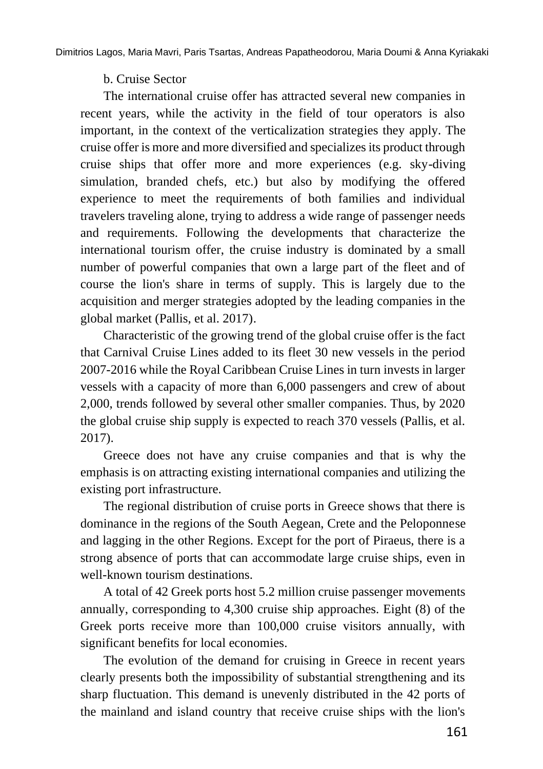### b. Cruise Sector

The international cruise offer has attracted several new companies in recent years, while the activity in the field of tour operators is also important, in the context of the verticalization strategies they apply. The cruise offer is more and more diversified and specializes its product through cruise ships that offer more and more experiences (e.g. sky-diving simulation, branded chefs, etc.) but also by modifying the offered experience to meet the requirements of both families and individual travelers traveling alone, trying to address a wide range of passenger needs and requirements. Following the developments that characterize the international tourism offer, the cruise industry is dominated by a small number of powerful companies that own a large part of the fleet and of course the lion's share in terms of supply. This is largely due to the acquisition and merger strategies adopted by the leading companies in the global market (Pallis, et al. 2017).

Characteristic of the growing trend of the global cruise offer is the fact that Carnival Cruise Lines added to its fleet 30 new vessels in the period 2007-2016 while the Royal Caribbean Cruise Lines in turn invests in larger vessels with a capacity of more than 6,000 passengers and crew of about 2,000, trends followed by several other smaller companies. Thus, by 2020 the global cruise ship supply is expected to reach 370 vessels (Pallis, et al. 2017).

Greece does not have any cruise companies and that is why the emphasis is on attracting existing international companies and utilizing the existing port infrastructure.

The regional distribution of cruise ports in Greece shows that there is dominance in the regions of the South Aegean, Crete and the Peloponnese and lagging in the other Regions. Except for the port of Piraeus, there is a strong absence of ports that can accommodate large cruise ships, even in well-known tourism destinations.

A total of 42 Greek ports host 5.2 million cruise passenger movements annually, corresponding to 4,300 cruise ship approaches. Eight (8) of the Greek ports receive more than 100,000 cruise visitors annually, with significant benefits for local economies.

The evolution of the demand for cruising in Greece in recent years clearly presents both the impossibility of substantial strengthening and its sharp fluctuation. This demand is unevenly distributed in the 42 ports of the mainland and island country that receive cruise ships with the lion's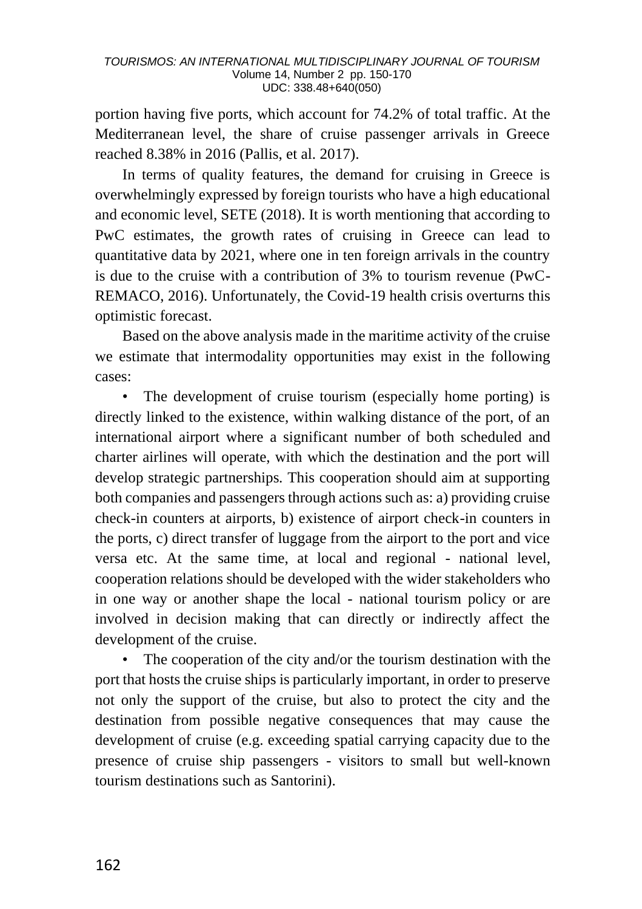portion having five ports, which account for 74.2% of total traffic. At the Mediterranean level, the share of cruise passenger arrivals in Greece reached 8.38% in 2016 (Pallis, et al. 2017).

In terms of quality features, the demand for cruising in Greece is overwhelmingly expressed by foreign tourists who have a high educational and economic level, SETE (2018). It is worth mentioning that according to PwC estimates, the growth rates of cruising in Greece can lead to quantitative data by 2021, where one in ten foreign arrivals in the country is due to the cruise with a contribution of 3% to tourism revenue (PwC-REMACO, 2016). Unfortunately, the Covid-19 health crisis overturns this optimistic forecast.

Based on the above analysis made in the maritime activity of the cruise we estimate that intermodality opportunities may exist in the following cases:

- The development of cruise tourism (especially home porting) is directly linked to the existence, within walking distance of the port, of an international airport where a significant number of both scheduled and charter airlines will operate, with which the destination and the port will develop strategic partnerships. This cooperation should aim at supporting both companies and passengers through actions such as: a) providing cruise check-in counters at airports, b) existence of airport check-in counters in the ports, c) direct transfer of luggage from the airport to the port and vice versa etc. At the same time, at local and regional - national level, cooperation relations should be developed with the wider stakeholders who in one way or another shape the local - national tourism policy or are involved in decision making that can directly or indirectly affect the development of the cruise.
- The cooperation of the city and/or the tourism destination with the port that hosts the cruise ships is particularly important, in order to preserve not only the support of the cruise, but also to protect the city and the destination from possible negative consequences that may cause the development of cruise (e.g. exceeding spatial carrying capacity due to the presence of cruise ship passengers - visitors to small but well-known tourism destinations such as Santorini).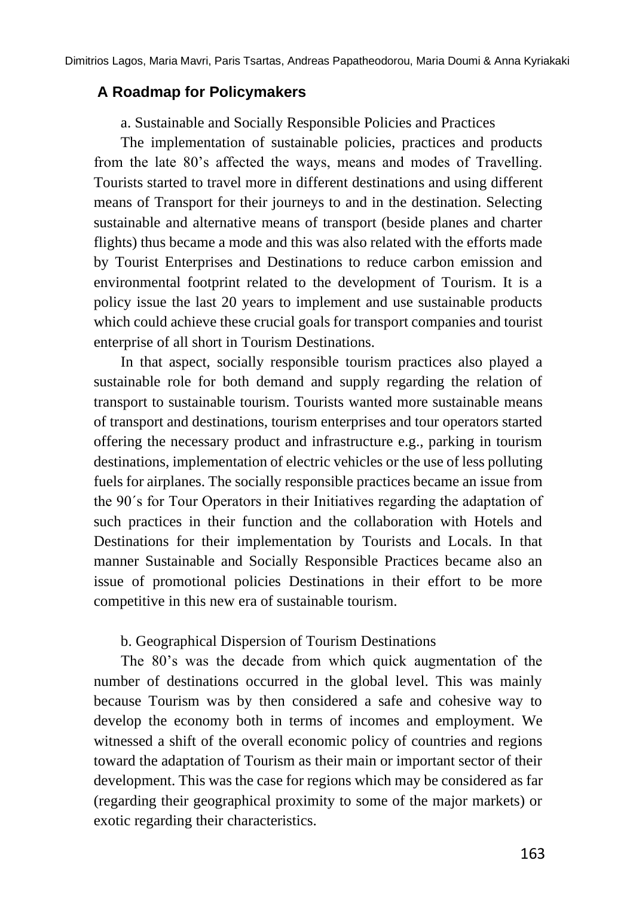## A Roadmap for Policymakers

a. Sustainable and Socially Responsible Policies and Practices

The implementation of sustainable policies, practices and products from the late 80's affected the ways, means and modes of Travelling. Tourists started to travel more in different destinations and using different means of Transport for their journeys to and in the destination. Selecting sustainable and alternative means of transport (beside planes and charter flights) thus became a mode and this was also related with the efforts made by Tourist Enterprises and Destinations to reduce carbon emission and environmental footprint related to the development of Tourism. It is a policy issue the last 20 years to implement and use sustainable products which could achieve these crucial goals for transport companies and tourist enterprise of all short in Tourism Destinations.

In that aspect, socially responsible tourism practices also played a sustainable role for both demand and supply regarding the relation of transport to sustainable tourism. Tourists wanted more sustainable means of transport and destinations, tourism enterprises and tour operators started offering the necessary product and infrastructure e.g., parking in tourism destinations, implementation of electric vehicles or the use of less polluting fuels for airplanes. The socially responsible practices became an issue from the 90´s for Tour Operators in their Initiatives regarding the adaptation of such practices in their function and the collaboration with Hotels and Destinations for their implementation by Tourists and Locals. In that manner Sustainable and Socially Responsible Practices became also an issue of promotional policies Destinations in their effort to be more competitive in this new era of sustainable tourism.

b. Geographical Dispersion of Tourism Destinations

The 80's was the decade from which quick augmentation of the number of destinations occurred in the global level. This was mainly because Tourism was by then considered a safe and cohesive way to develop the economy both in terms of incomes and employment. We witnessed a shift of the overall economic policy of countries and regions toward the adaptation of Tourism as their main or important sector of their development. This was the case for regions which may be considered as far (regarding their geographical proximity to some of the major markets) or exotic regarding their characteristics.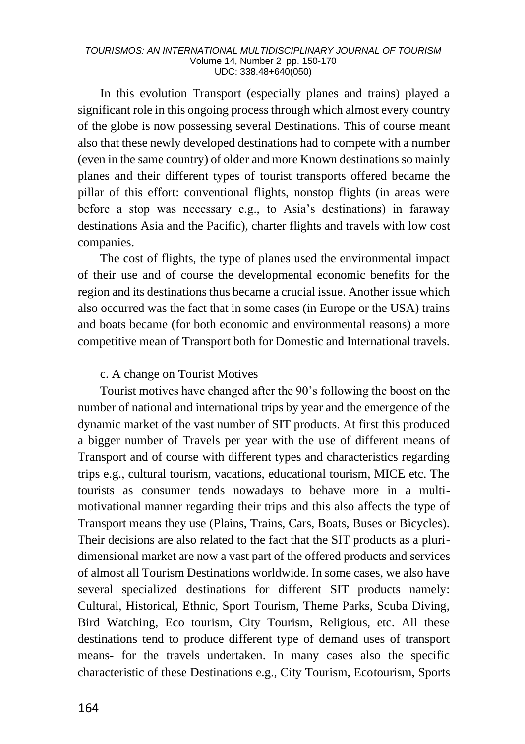In this evolution Transport (especially planes and trains) played a significant role in this ongoing process through which almost every country of the globe is now possessing several Destinations. This of course meant also that these newly developed destinations had to compete with a number (even in the same country) of older and more Known destinations so mainly planes and their different types of tourist transports offered became the pillar of this effort: conventional flights, nonstop flights (in areas were before a stop was necessary e.g., to Asia's destinations) in faraway destinations Asia and the Pacific), charter flights and travels with low cost companies.

The cost of flights, the type of planes used the environmental impact of their use and of course the developmental economic benefits for the region and its destinations thus became a crucial issue. Another issue which also occurred was the fact that in some cases (in Europe or the USA) trains and boats became (for both economic and environmental reasons) a more competitive mean of Transport both for Domestic and International travels.

c. A change on Tourist Motives

Tourist motives have changed after the 90's following the boost on the number of national and international trips by year and the emergence of the dynamic market of the vast number of SIT products. At first this produced a bigger number of Travels per year with the use of different means of Transport and of course with different types and characteristics regarding trips e.g., cultural tourism, vacations, educational tourism, MICE etc. The tourists as consumer tends nowadays to behave more in a multi-motivational manner regarding their trips and this also affects the type of Transport means they use (Plains, Trains, Cars, Boats, Buses or Bicycles). Their decisions are also related to the fact that the SIT products as a pluri-dimensional market are now a vast part of the offered products and services of almost all Tourism Destinations worldwide. In some cases, we also have several specialized destinations for different SIT products namely: Cultural, Historical, Ethnic, Sport Tourism, Theme Parks, Scuba Diving, Bird Watching, Eco tourism, City Tourism, Religious, etc. All these destinations tend to produce different type of demand uses of transport means- for the travels undertaken. In many cases also the specific characteristic of these Destinations e.g., City Tourism, Ecotourism, Sports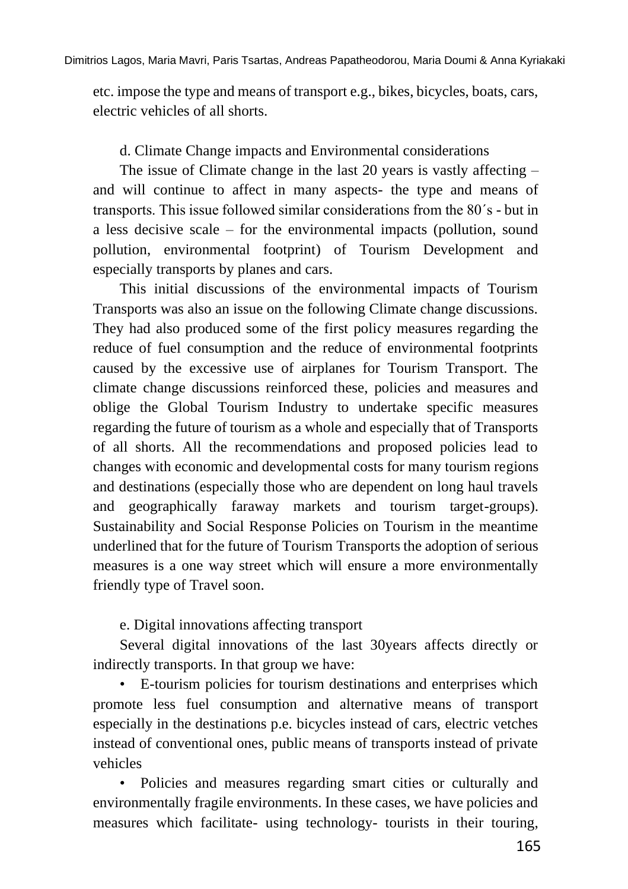etc. impose the type and means of transport e.g., bikes, bicycles, boats, cars, electric vehicles of all shorts.

d. Climate Change impacts and Environmental considerations

The issue of Climate change in the last 20 years is vastly affecting – and will continue to affect in many aspects- the type and means of transports. This issue followed similar considerations from the 80´s - but in a less decisive scale – for the environmental impacts (pollution, sound pollution, environmental footprint) of Tourism Development and especially transports by planes and cars.

This initial discussions of the environmental impacts of Tourism Transports was also an issue on the following Climate change discussions. They had also produced some of the first policy measures regarding the reduce of fuel consumption and the reduce of environmental footprints caused by the excessive use of airplanes for Tourism Transport. The climate change discussions reinforced these, policies and measures and oblige the Global Tourism Industry to undertake specific measures regarding the future of tourism as a whole and especially that of Transports of all shorts. All the recommendations and proposed policies lead to changes with economic and developmental costs for many tourism regions and destinations (especially those who are dependent on long haul travels and geographically faraway markets and tourism target-groups). Sustainability and Social Response Policies on Tourism in the meantime underlined that for the future of Tourism Transports the adoption of serious measures is a one way street which will ensure a more environmentally friendly type of Travel soon.

e. Digital innovations affecting transport

Several digital innovations of the last 30years affects directly or indirectly transports. In that group we have:

- E-tourism policies for tourism destinations and enterprises which promote less fuel consumption and alternative means of transport especially in the destinations p.e. bicycles instead of cars, electric vetches instead of conventional ones, public means of transports instead of private vehicles
- Policies and measures regarding smart cities or culturally and environmentally fragile environments. In these cases, we have policies and measures which facilitate- using technology- tourists in their touring,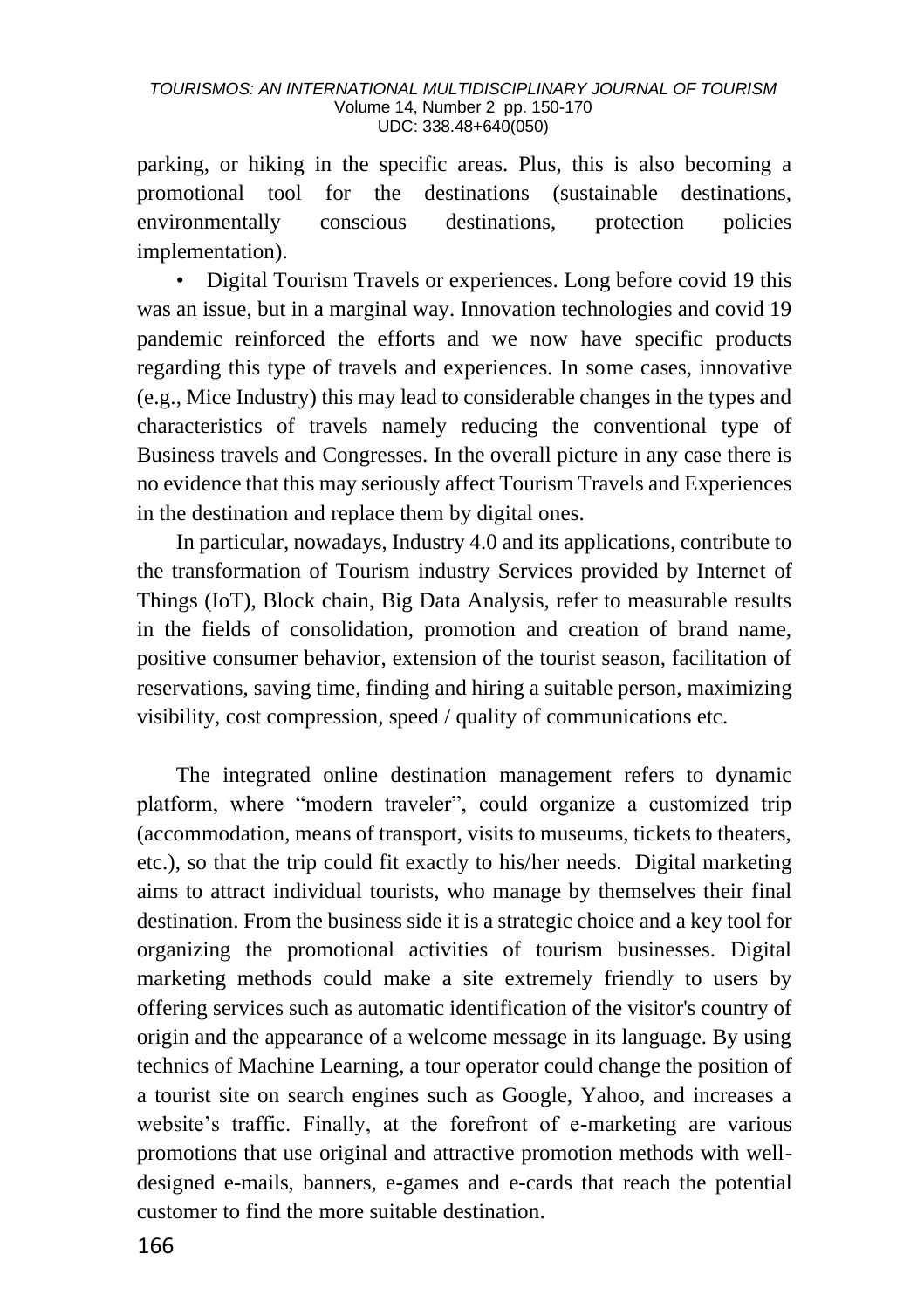parking, or hiking in the specific areas. Plus, this is also becoming a promotional tool for the destinations (sustainable destinations, environmentally conscious destinations, protection policies implementation).

- Digital Tourism Travels or experiences. Long before covid 19 this was an issue, but in a marginal way. Innovation technologies and covid 19 pandemic reinforced the efforts and we now have specific products regarding this type of travels and experiences. In some cases, innovative (e.g., Mice Industry) this may lead to considerable changes in the types and characteristics of travels namely reducing the conventional type of Business travels and Congresses. In the overall picture in any case there is no evidence that this may seriously affect Tourism Travels and Experiences in the destination and replace them by digital ones.

In particular, nowadays, Industry 4.0 and its applications, contribute to the transformation of Tourism industry Services provided by Internet of Things (IoT), Block chain, Big Data Analysis, refer to measurable results in the fields of consolidation, promotion and creation of brand name, positive consumer behavior, extension of the tourist season, facilitation of reservations, saving time, finding and hiring a suitable person, maximizing visibility, cost compression, speed / quality of communications etc.

The integrated online destination management refers to dynamic platform, where "modern traveler", could organize a customized trip (accommodation, means of transport, visits to museums, tickets to theaters, etc.), so that the trip could fit exactly to his/her needs. Digital marketing aims to attract individual tourists, who manage by themselves their final destination. From the business side it is a strategic choice and a key tool for organizing the promotional activities of tourism businesses. Digital marketing methods could make a site extremely friendly to users by offering services such as automatic identification of the visitor's country of origin and the appearance of a welcome message in its language. By using technics of Machine Learning, a tour operator could change the position of a tourist site on search engines such as Google, Yahoo, and increases a website's traffic. Finally, at the forefront of e-marketing are various promotions that use original and attractive promotion methods with well-designed e-mails, banners, e-games and e-cards that reach the potential customer to find the more suitable destination.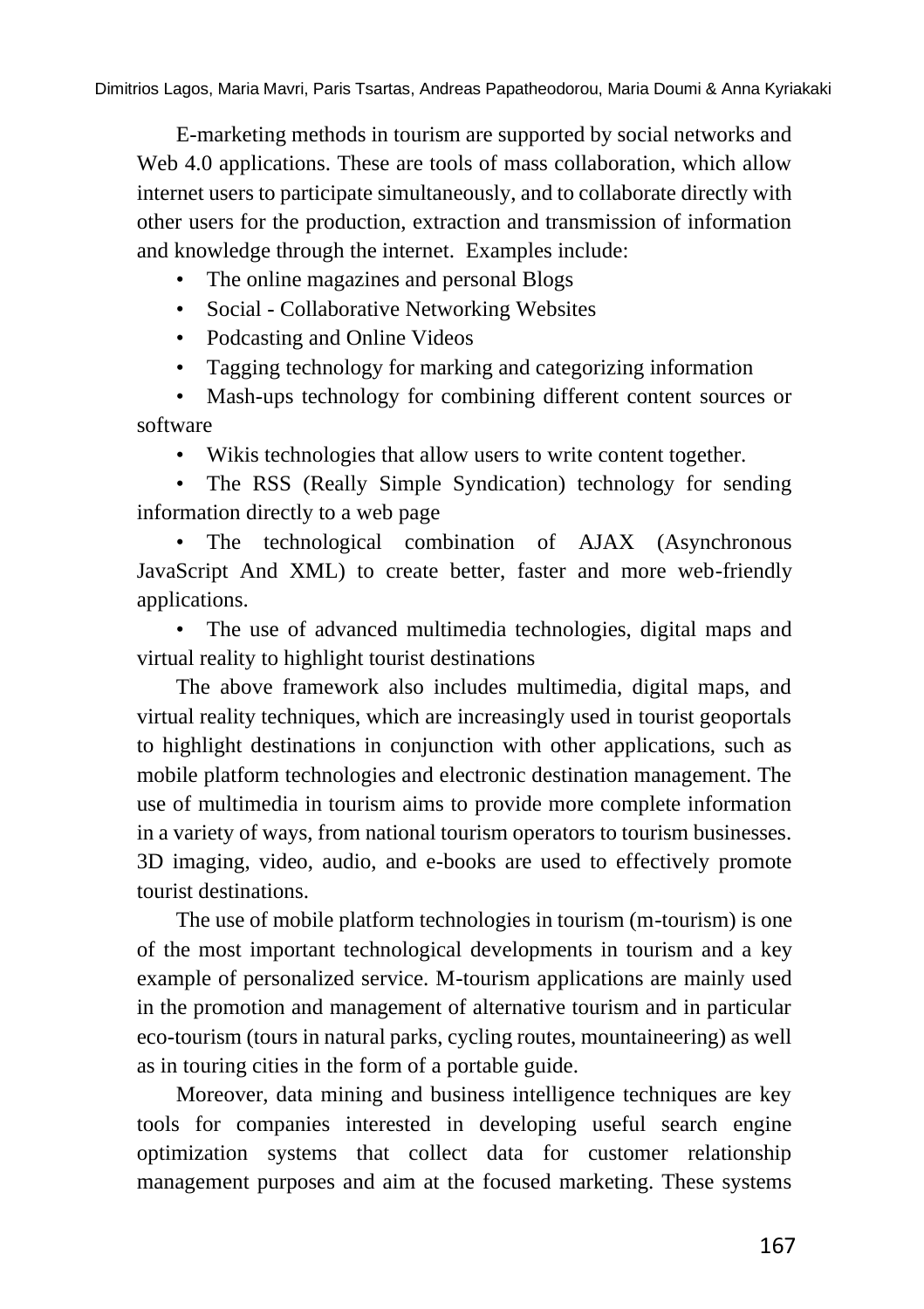E-marketing methods in tourism are supported by social networks and Web 4.0 applications. These are tools of mass collaboration, which allow internet users to participate simultaneously, and to collaborate directly with other users for the production, extraction and transmission of information and knowledge through the internet. Examples include:

- The online magazines and personal Blogs
- Social - Collaborative Networking Websites
- Podcasting and Online Videos
- Tagging technology for marking and categorizing information
- Mash-ups technology for combining different content sources or software
- Wikis technologies that allow users to write content together.
- The RSS (Really Simple Syndication) technology for sending information directly to a web page
- The technological combination of AJAX (Asynchronous JavaScript And XML) to create better, faster and more web-friendly applications.
- The use of advanced multimedia technologies, digital maps and virtual reality to highlight tourist destinations

The above framework also includes multimedia, digital maps, and virtual reality techniques, which are increasingly used in tourist geoportals to highlight destinations in conjunction with other applications, such as mobile platform technologies and electronic destination management. The use of multimedia in tourism aims to provide more complete information in a variety of ways, from national tourism operators to tourism businesses. 3D imaging, video, audio, and e-books are used to effectively promote tourist destinations.

The use of mobile platform technologies in tourism (m-tourism) is one of the most important technological developments in tourism and a key example of personalized service. M-tourism applications are mainly used in the promotion and management of alternative tourism and in particular eco-tourism (tours in natural parks, cycling routes, mountaineering) as well as in touring cities in the form of a portable guide.

Moreover, data mining and business intelligence techniques are key tools for companies interested in developing useful search engine optimization systems that collect data for customer relationship management purposes and aim at the focused marketing. These systems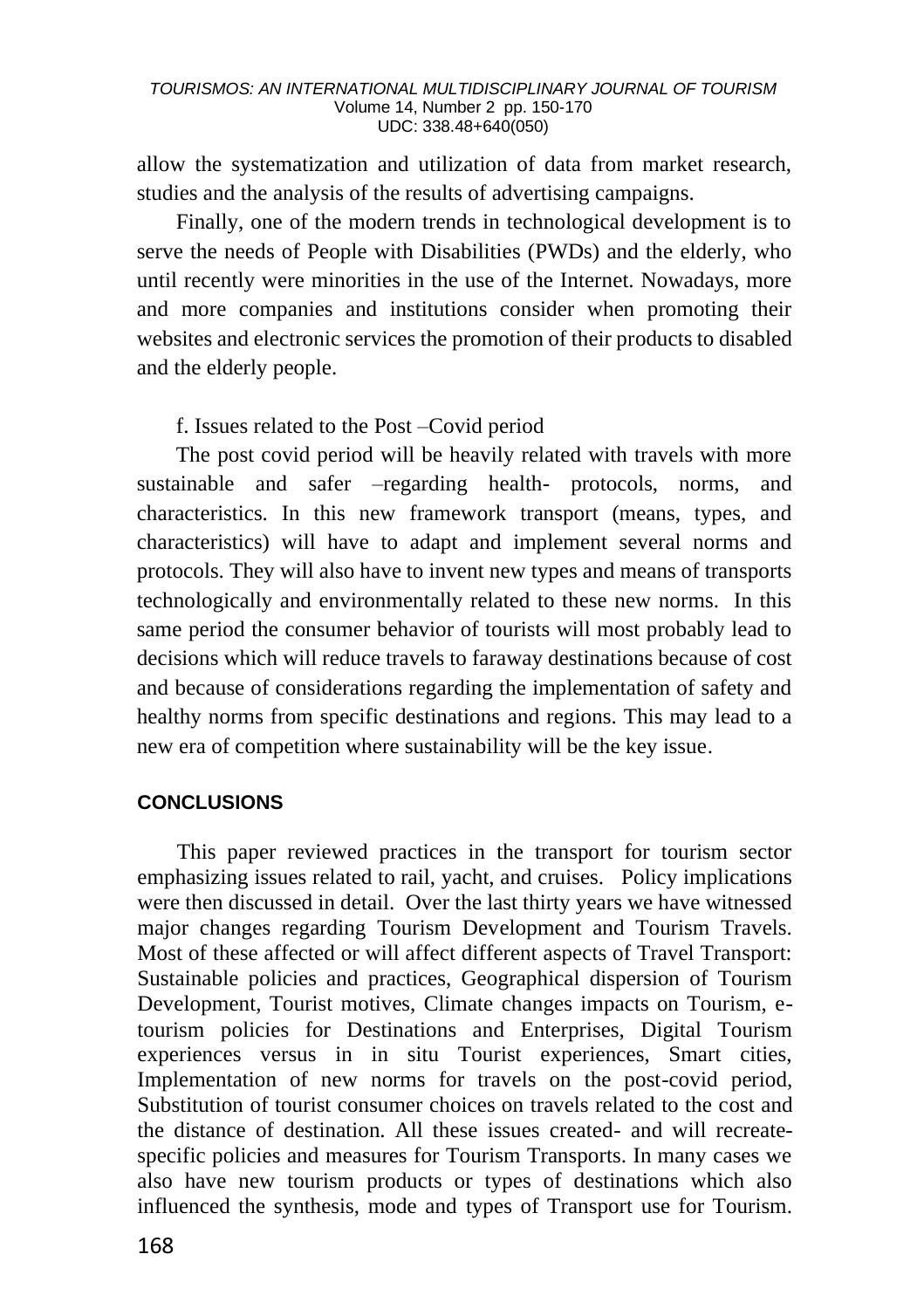allow the systematization and utilization of data from market research, studies and the analysis of the results of advertising campaigns.

Finally, one of the modern trends in technological development is to serve the needs of People with Disabilities (PWDs) and the elderly, who until recently were minorities in the use of the Internet. Nowadays, more and more companies and institutions consider when promoting their websites and electronic services the promotion of their products to disabled and the elderly people.

f. Issues related to the Post –Covid period

The post covid period will be heavily related with travels with more sustainable and safer –regarding health- protocols, norms, and characteristics. In this new framework transport (means, types, and characteristics) will have to adapt and implement several norms and protocols. They will also have to invent new types and means of transports technologically and environmentally related to these new norms. In this same period the consumer behavior of tourists will most probably lead to decisions which will reduce travels to faraway destinations because of cost and because of considerations regarding the implementation of safety and healthy norms from specific destinations and regions. This may lead to a new era of competition where sustainability will be the key issue.

## CONCLUSIONS

This paper reviewed practices in the transport for tourism sector emphasizing issues related to rail, yacht, and cruises. Policy implications were then discussed in detail. Over the last thirty years we have witnessed major changes regarding Tourism Development and Tourism Travels. Most of these affected or will affect different aspects of Travel Transport: Sustainable policies and practices, Geographical dispersion of Tourism Development, Tourist motives, Climate changes impacts on Tourism, e-tourism policies for Destinations and Enterprises, Digital Tourism experiences versus in in situ Tourist experiences, Smart cities, Implementation of new norms for travels on the post-covid period, Substitution of tourist consumer choices on travels related to the cost and the distance of destination. All these issues created- and will recreate- specific policies and measures for Tourism Transports. In many cases we also have new tourism products or types of destinations which also influenced the synthesis, mode and types of Transport use for Tourism.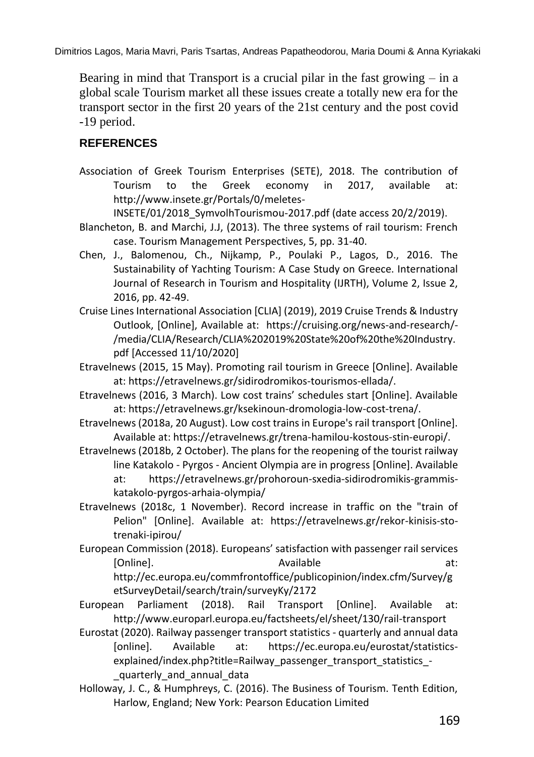Bearing in mind that Transport is a crucial pilar in the fast growing – in a global scale Tourism market all these issues create a totally new era for the transport sector in the first 20 years of the 21st century and the post covid -19 period.

## REFERENCES

Association of Greek Tourism Enterprises (SETE), 2018. The contribution of Tourism to the Greek economy in 2017, available at: http://www.insete.gr/Portals/0/meletes-INSETE/01/2018_SymvolhTourismou-2017.pdf (date access 20/2/2019).

Blancheton, B. and Marchi, J.J, (2013). The three systems of rail tourism: French case. Tourism Management Perspectives, 5, pp. 31-40.

Chen, J., Balomenou, Ch., Nijkamp, P., Poulaki P., Lagos, D., 2016. The Sustainability of Yachting Tourism: A Case Study on Greece. International Journal of Research in Tourism and Hospitality (IJRTH), Volume 2, Issue 2, 2016, pp. 42-49.

Cruise Lines International Association [CLIA] (2019), 2019 Cruise Trends & Industry Outlook, [Online], Available at: https://cruising.org/news-and-research/-/media/CLIA/Research/CLIA%202019%20State%20of%20the%20Industry.pdf [Accessed 11/10/2020]

Etravelnews (2015, 15 May). Promoting rail tourism in Greece [Online]. Available at: https://etravelnews.gr/sidirodromikos-tourismos-ellada/.

Etravelnews (2016, 3 March). Low cost trains' schedules start [Online]. Available at: https://etravelnews.gr/ksekinoun-dromologia-low-cost-trena/.

Etravelnews (2018a, 20 August). Low cost trains in Europe's rail transport [Online]. Available at: https://etravelnews.gr/trena-hamilou-kostous-stin-europi/.

Etravelnews (2018b, 2 October). The plans for the reopening of the tourist railway line Katakolo - Pyrgos - Ancient Olympia are in progress [Online]. Available at: https://etravelnews.gr/prohoroun-sxedia-sidirodromikis-grammis-katakolo-pyrgos-arhaia-olympia/

Etravelnews (2018c, 1 November). Record increase in traffic on the "train of Pelion" [Online]. Available at: https://etravelnews.gr/rekor-kinisis-sto-trenaki-ipirou/

European Commission (2018). Europeans' satisfaction with passenger rail services [Online]. Available at: http://ec.europa.eu/commfrontoffice/publicopinion/index.cfm/Survey/getSurveyDetail/search/train/surveyKy/2172

European Parliament (2018). Rail Transport [Online]. Available at: http://www.europarl.europa.eu/factsheets/el/sheet/130/rail-transport

Eurostat (2020). Railway passenger transport statistics - quarterly and annual data [online]. Available at: https://ec.europa.eu/eurostat/statistics-explained/index.php?title=Railway_passenger_transport_statistics_-_quarterly_and_annual_data

Holloway, J. C., & Humphreys, C. (2016). The Business of Tourism. Tenth Edition, Harlow, England; New York: Pearson Education Limited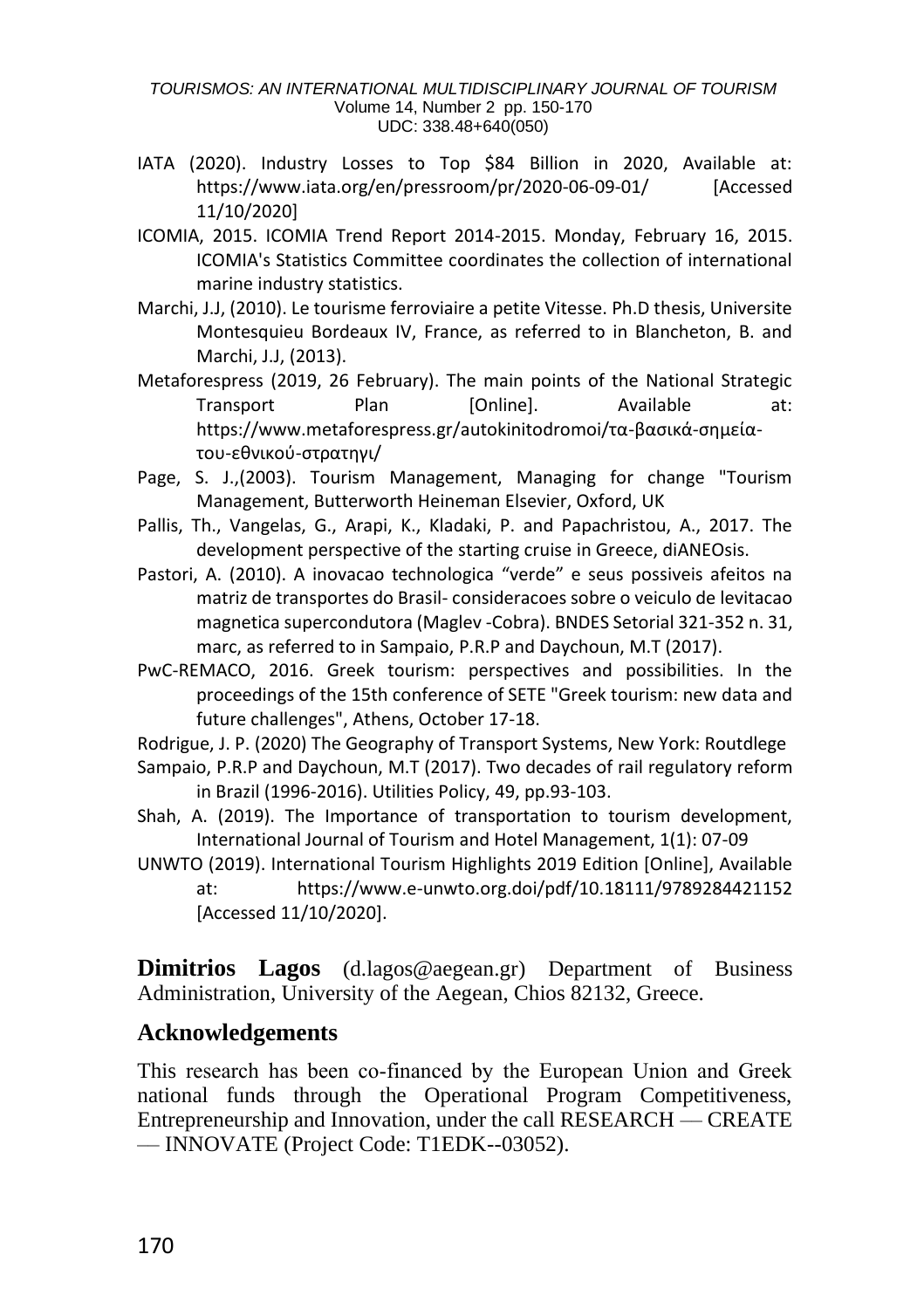IATA (2020). Industry Losses to Top $84 Billion in 2020, Available at: https://www.iata.org/en/pressroom/pr/2020-06-09-01/ [Accessed 11/10/2020]

ICOMIA, 2015. ICOMIA Trend Report 2014-2015. Monday, February 16, 2015. ICOMIA's Statistics Committee coordinates the collection of international marine industry statistics.

Marchi, J.J, (2010). Le tourisme ferroviaire a petite Vitesse. Ph.D thesis, Universite Montesquieu Bordeaux IV, France, as referred to in Blancheton, B. and Marchi, J.J, (2013).

Metaforespress (2019, 26 February). The main points of the National Strategic Transport Plan [Online]. Available at: https://www.metaforespress.gr/autokinitodromoi/τα-βασικά-σημεία-του-εθνικού-στρατηγι/

Page, S. J.,(2003). Tourism Management, Managing for change "Tourism Management, Butterworth Heineman Elsevier, Oxford, UK

Pallis, Th., Vangelas, G., Arapi, K., Kladaki, P. and Papachristou, A., 2017. The development perspective of the starting cruise in Greece, diANEOsis.

Pastori, A. (2010). A inovacao technologica “verde” e seus possiveis afeitos na matriz de transportes do Brasil- consideracoes sobre o veiculo de levitacao magnetica supercondutora (Maglev -Cobra). BNDES Setorial 321-352 n. 31, marc, as referred to in Sampaio, P.R.P and Daychoun, M.T (2017).

PwC-REMACO, 2016. Greek tourism: perspectives and possibilities. In the proceedings of the 15th conference of SETE "Greek tourism: new data and future challenges", Athens, October 17-18.

Rodrigue, J. P. (2020) The Geography of Transport Systems, New York: Routdlege

Sampaio, P.R.P and Daychoun, M.T (2017). Two decades of rail regulatory reform in Brazil (1996-2016). Utilities Policy, 49, pp.93-103.

Shah, A. (2019). The Importance of transportation to tourism development, International Journal of Tourism and Hotel Management, 1(1): 07-09

UNWTO (2019). International Tourism Highlights 2019 Edition [Online], Available at: https://www.e-unwto.org.doi/pdf/10.18111/9789284421152 [Accessed 11/10/2020].

**Dimitrios Lagos** (d.lagos@aegean.gr) Department of Business Administration, University of the Aegean, Chios 82132, Greece.

## Acknowledgements

This research has been co-financed by the European Union and Greek national funds through the Operational Program Competitiveness, Entrepreneurship and Innovation, under the call RESEARCH — CREATE — INNOVATE (Project Code: T1EDK--03052).